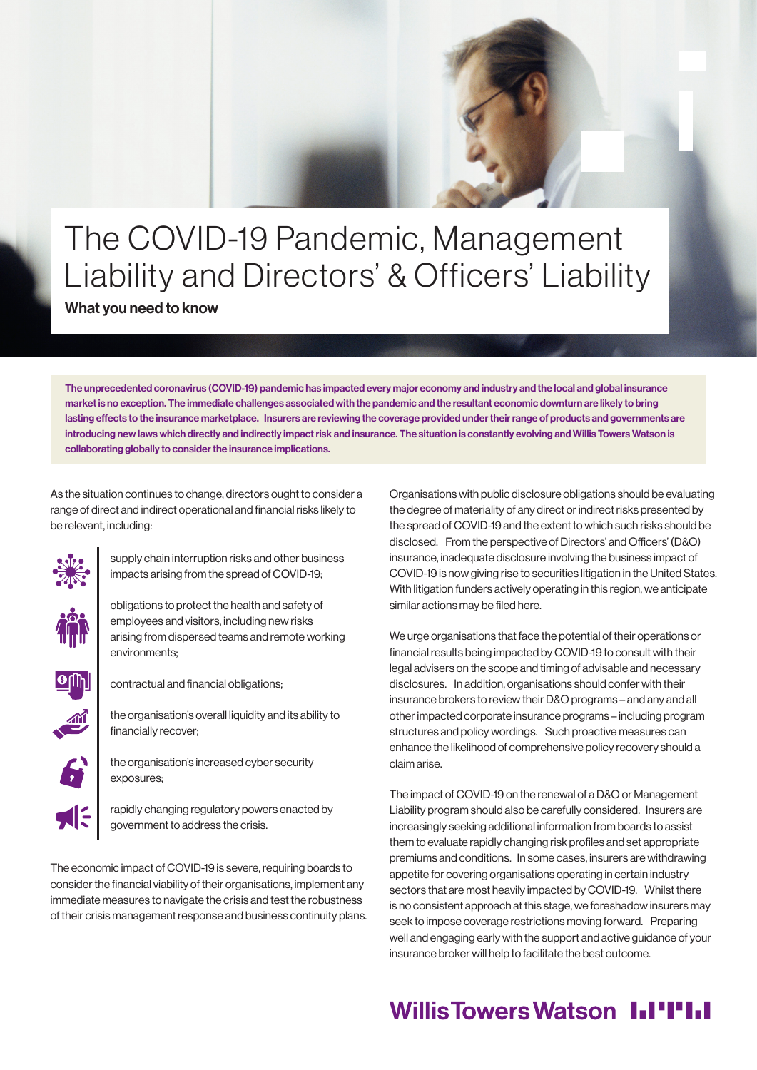# The COVID-19 Pandemic, Management Liability and Directors' & Officers' Liability

**What you need to know**

**The unprecedented coronavirus (COVID-19) pandemic has impacted every major economy and industry and the local and global insurance market is no exception. The immediate challenges associated with the pandemic and the resultant economic downturn are likely to bring lasting effects to the insurance marketplace. Insurers are reviewing the coverage provided under their range of products and governments are introducing new laws which directly and indirectly impact risk and insurance. The situation is constantly evolving and Willis Towers Watson is collaborating globally to consider the insurance implications.**

As the situation continues to change, directors ought to consider a range of direct and indirect operational and financial risks likely to be relevant, including:

- supply chain interruption risks and other business impacts arising from the spread of COVID-19;
- obligations to protect the health and safety of employees and visitors, including new risks arising from dispersed teams and remote working environments;
- contractual and financial obligations;
- the organisation's overall liquidity and its ability to financially recover;
- the organisation's increased cyber security exposures;
- rapidly changing regulatory powers enacted by government to address the crisis.

The economic impact of COVID-19 is severe, requiring boards to consider the financial viability of their organisations, implement any immediate measures to navigate the crisis and test the robustness of their crisis management response and business continuity plans.

Organisations with public disclosure obligations should be evaluating the degree of materiality of any direct or indirect risks presented by the spread of COVID-19 and the extent to which such risks should be disclosed. From the perspective of Directors' and Officers' (D&O) insurance, inadequate disclosure involving the business impact of COVID-19 is now giving rise to securities litigation in the United States. With litigation funders actively operating in this region, we anticipate similar actions may be filed here.

We urge organisations that face the potential of their operations or financial results being impacted by COVID-19 to consult with their legal advisers on the scope and timing of advisable and necessary disclosures. In addition, organisations should confer with their insurance brokers to review their D&O programs – and any and all other impacted corporate insurance programs – including program structures and policy wordings. Such proactive measures can enhance the likelihood of comprehensive policy recovery should a claim arise.

The impact of COVID-19 on the renewal of a D&O or Management Liability program should also be carefully considered. Insurers are increasingly seeking additional information from boards to assist them to evaluate rapidly changing risk profiles and set appropriate premiums and conditions. In some cases, insurers are withdrawing appetite for covering organisations operating in certain industry sectors that are most heavily impacted by COVID-19. Whilst there is no consistent approach at this stage, we foreshadow insurers may seek to impose coverage restrictions moving forward. Preparing well and engaging early with the support and active guidance of your insurance broker will help to facilitate the best outcome.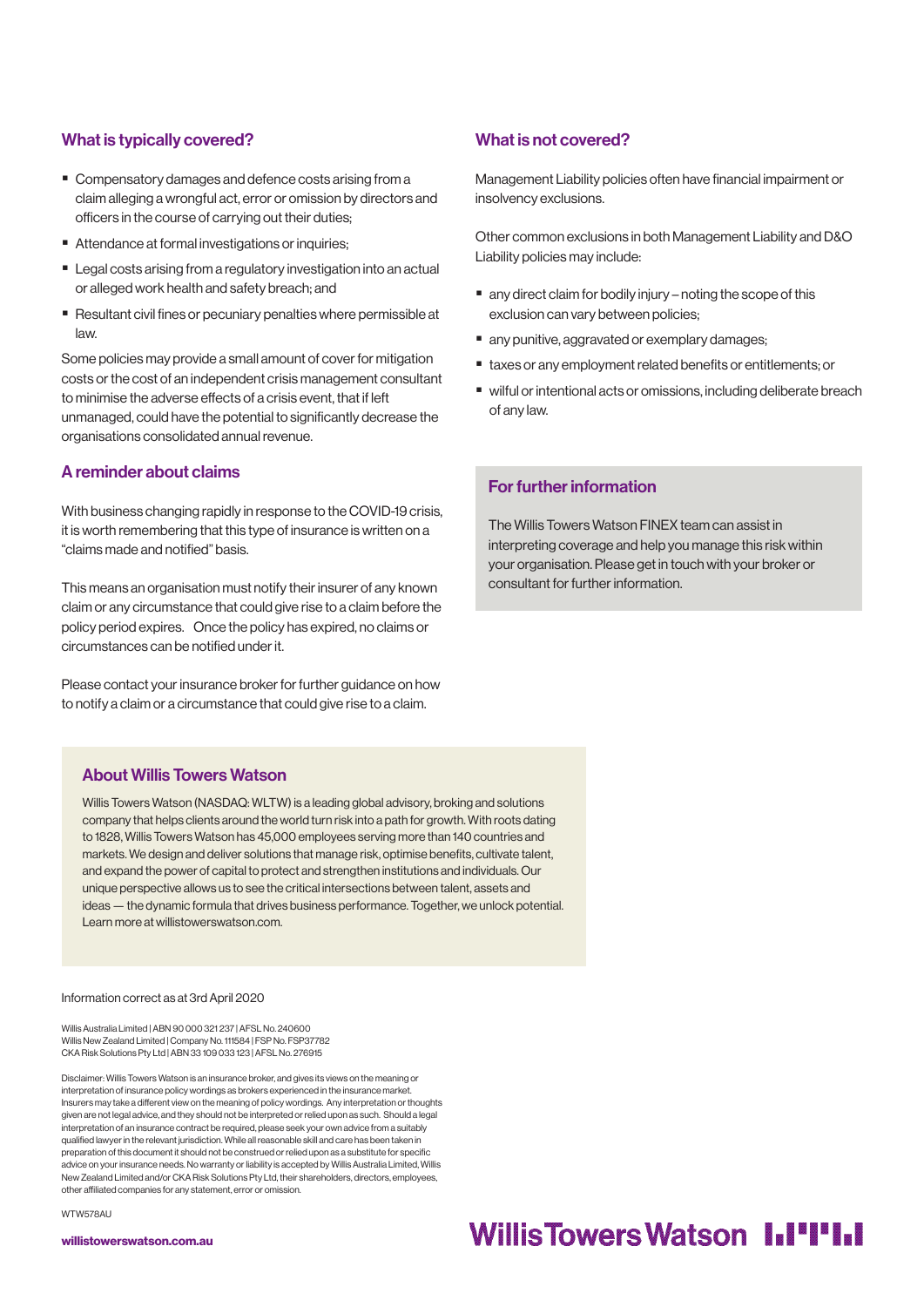## What is typically covered?

- Compensatory damages and defence costs arising from a claim alleging a wrongful act, error or omission by directors and officers in the course of carrying out their duties;
- Attendance at formal investigations or inquiries;
- Legal costs arising from a regulatory investigation into an actual or alleged work health and safety breach; and
- Resultant civil fines or pecuniary penalties where permissible at law.

Some policies may provide a small amount of cover for mitigation costs or the cost of an independent crisis management consultant to minimise the adverse effects of a crisis event, that if left unmanaged, could have the potential to significantly decrease the organisations consolidated annual revenue.

## A reminder about claims

With business changing rapidly in response to the COVID-19 crisis, it is worth remembering that this type of insurance is written on a "claims made and notified" basis.

This means an organisation must notify their insurer of any known claim or any circumstance that could give rise to a claim before the policy period expires. Once the policy has expired, no claims or circumstances can be notified under it.

Please contact your insurance broker for further guidance on how to notify a claim or a circumstance that could give rise to a claim.

## What is not covered?

Management Liability policies often have financial impairment or insolvency exclusions.

Other common exclusions in both Management Liability and D&O Liability policies may include:

- any direct claim for bodily injury – noting the scope of this exclusion can vary between policies;
- any punitive, aggravated or exemplary damages;
- taxes or any employment related benefits or entitlements; or
- wilful or intentional acts or omissions, including deliberate breach of any law.

## For further information

The Willis Towers Watson FINEX team can assist in interpreting coverage and help you manage this risk within your organisation. Please get in touch with your broker or consultant for further information.

## About Willis Towers Watson

Willis Towers Watson (NASDAQ: WLTW) is a leading global advisory, broking and solutions company that helps clients around the world turn risk into a path for growth. With roots dating to 1828, Willis Towers Watson has 45,000 employees serving more than 140 countries and markets. We design and deliver solutions that manage risk, optimise benefits, cultivate talent, and expand the power of capital to protect and strengthen institutions and individuals. Our unique perspective allows us to see the critical intersections between talent, assets and ideas — the dynamic formula that drives business performance. Together, we unlock potential. Learn more at willistowerswatson.com.

Information correct as at 3rd April 2020

Willis Australia Limited | ABN 90 000 321 237 | AFSL No. 240600
Willis New Zealand Limited | Company No. 111584 | FSP No. FSP37782
CKA Risk Solutions Pty Ltd | ABN 33 109 033 123 | AFSL No. 276915

Disclaimer: Willis Towers Watson is an insurance broker, and gives its views on the meaning or interpretation of insurance policy wordings as brokers experienced in the insurance market. Insurers may take a different view on the meaning of policy wordings. Any interpretation or thoughts given are not legal advice, and they should not be interpreted or relied upon as such. Should a legal interpretation of an insurance contract be required, please seek your own advice from a suitably qualified lawyer in the relevant jurisdiction. While all reasonable skill and care has been taken in preparation of this document it should not be construed or relied upon as a substitute for specific advice on your insurance needs. No warranty or liability is accepted by Willis Australia Limited, Willis New Zealand Limited and/or CKA Risk Solutions Pty Ltd, their shareholders, directors, employees, other affiliated companies for any statement, error or omission.

WTW578AU

willistowerswatson.com.au

Willis Towers Watson